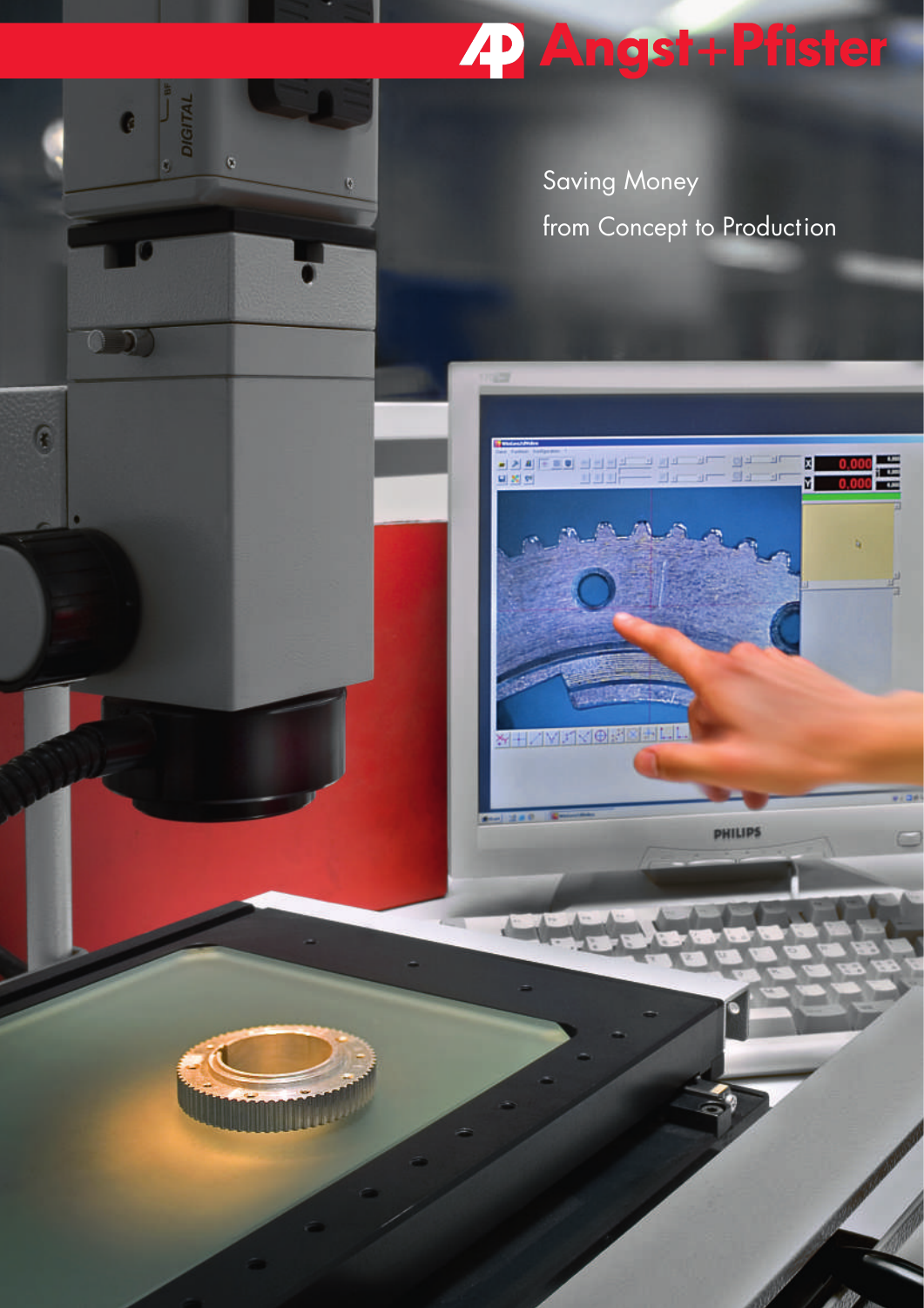# Angst+Pfister

Saving Money
from Concept to Production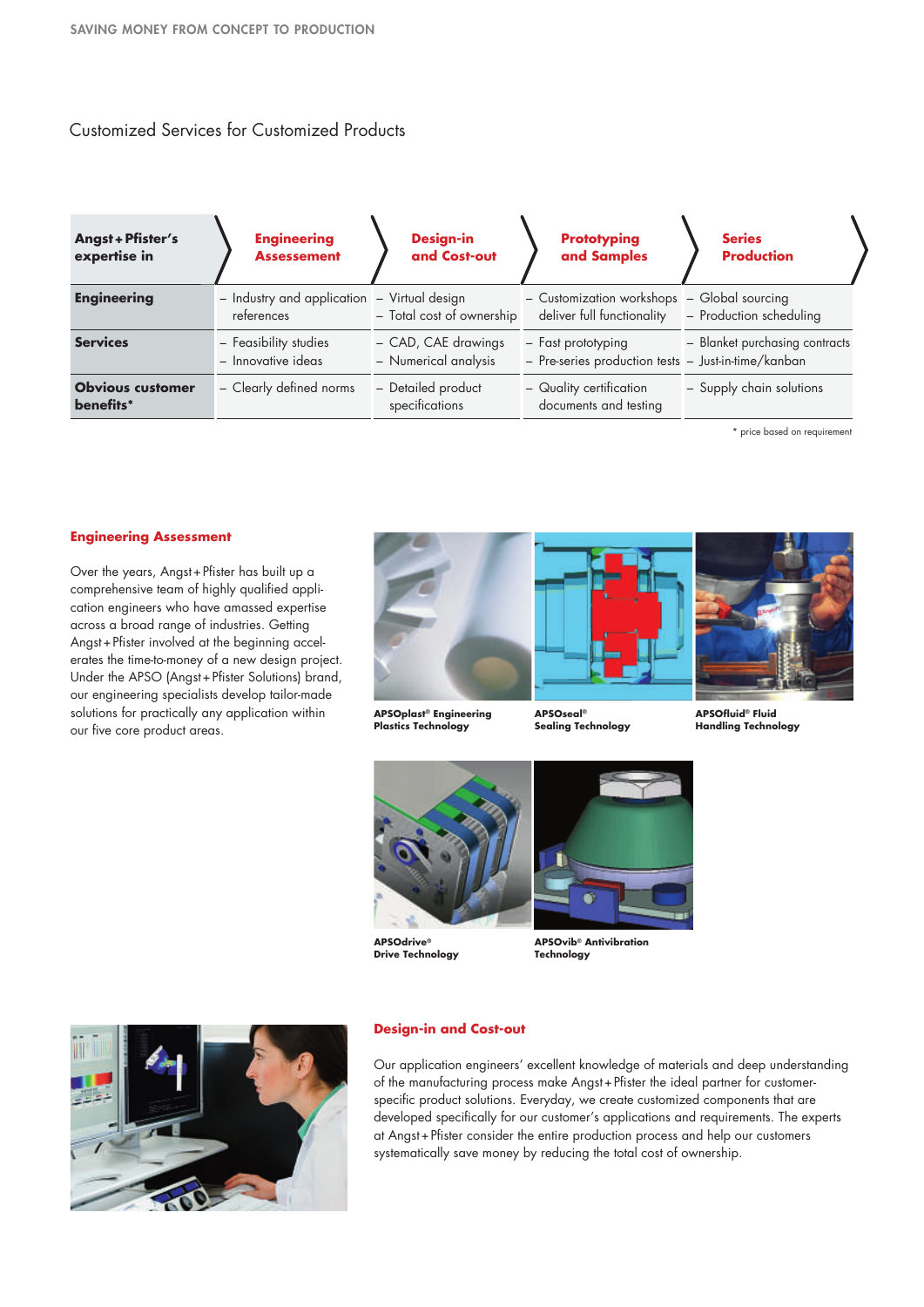## Customized Services for Customized Products

| Angst + Pfister's expertise in | Engineering Assessement | Design-in and Cost-out | Prototyping and Samples | Series Production |
|---|---|---|---|---|
| **Engineering** | – Industry and application references | – Virtual design<br>– Total cost of ownership | – Customization workshops deliver full functionality | – Global sourcing<br>– Production scheduling |
| **Services** | – Feasibility studies<br>– Innovative ideas | – CAD, CAE drawings<br>– Numerical analysis | – Fast prototyping<br>– Pre-series production tests | – Blanket purchasing contracts<br>– Just-in-time/kanban |
| **Obvious customer benefits*** | – Clearly defined norms | – Detailed product specifications | – Quality certification documents and testing | – Supply chain solutions |

* price based on requirement

### Engineering Assessment

Over the years, Angst + Pfister has built up a comprehensive team of highly qualified application engineers who have amassed expertise across a broad range of industries. Getting Angst + Pfister involved at the beginning accelerates the time-to-money of a new design project. Under the APSO (Angst + Pfister Solutions) brand, our engineering specialists develop tailor-made solutions for practically any application within our five core product areas.

**APSOplast® Engineering Plastics Technology**

**APSOseal® Sealing Technology**

**APSOfluid® Fluid Handling Technology**

**APSOdrive® Drive Technology**

**APSOvib® Antivibration Technology**

### Design-in and Cost-out

Our application engineers' excellent knowledge of materials and deep understanding of the manufacturing process make Angst + Pfister the ideal partner for customer-specific product solutions. Everyday, we create customized components that are developed specifically for our customer's applications and requirements. The experts at Angst + Pfister consider the entire production process and help our customers systematically save money by reducing the total cost of ownership.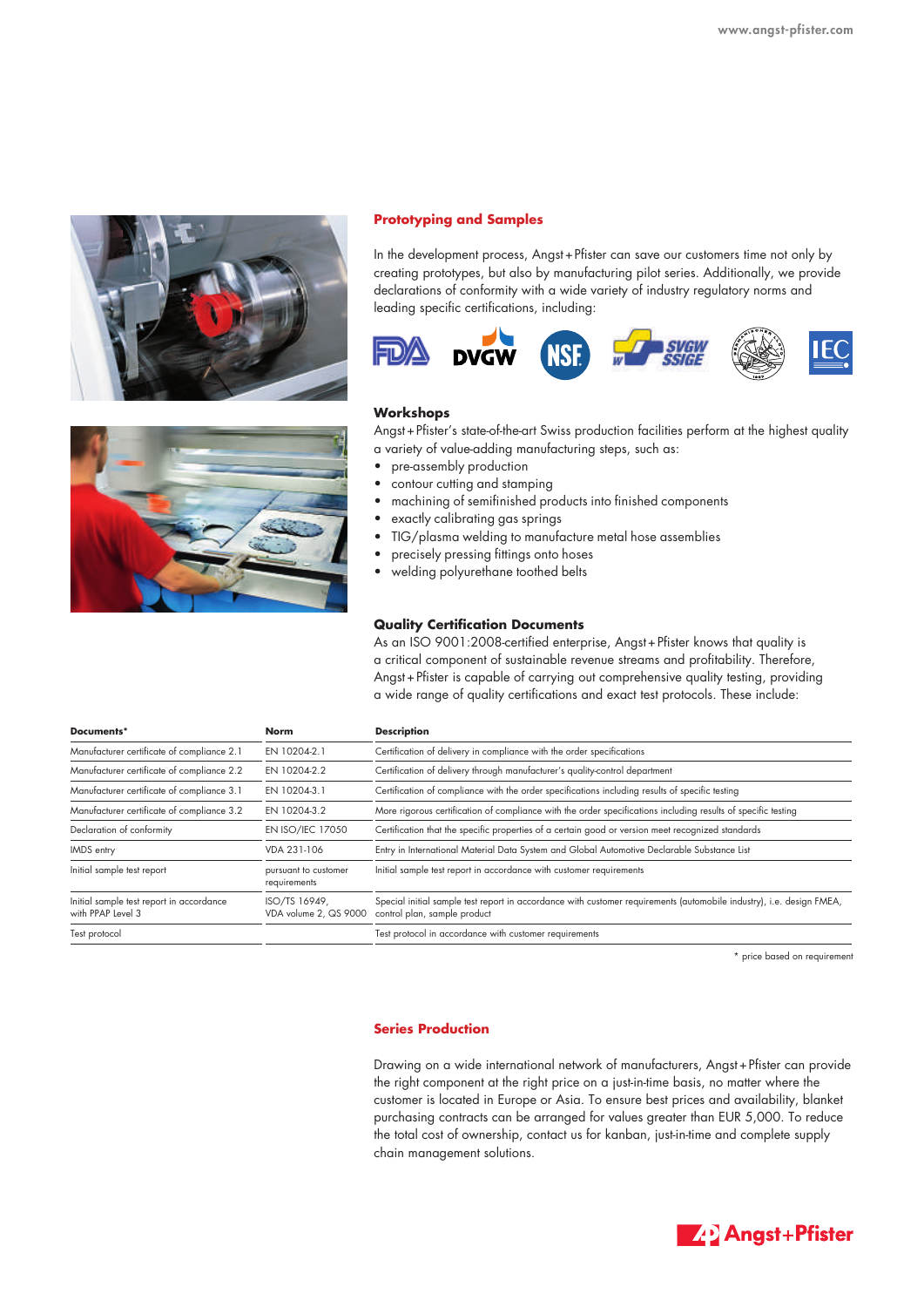## Prototyping and Samples

In the development process, Angst+Pfister can save our customers time not only by creating prototypes, but also by manufacturing pilot series. Additionally, we provide declarations of conformity with a wide variety of industry regulatory norms and leading specific certifications, including:

### Workshops

Angst+Pfister's state-of-the-art Swiss production facilities perform at the highest quality a variety of value-adding manufacturing steps, such as:

- pre-assembly production
- contour cutting and stamping
- machining of semifinished products into finished components
- exactly calibrating gas springs
- TIG/plasma welding to manufacture metal hose assemblies
- precisely pressing fittings onto hoses
- welding polyurethane toothed belts

### Quality Certification Documents

As an ISO 9001:2008-certified enterprise, Angst+Pfister knows that quality is a critical component of sustainable revenue streams and profitability. Therefore, Angst+Pfister is capable of carrying out comprehensive quality testing, providing a wide range of quality certifications and exact test protocols. These include:

| Documents* | Norm | Description |
|---|---|---|
| Manufacturer certificate of compliance 2.1 | EN 10204-2.1 | Certification of delivery in compliance with the order specifications |
| Manufacturer certificate of compliance 2.2 | EN 10204-2.2 | Certification of delivery through manufacturer's quality-control department |
| Manufacturer certificate of compliance 3.1 | EN 10204-3.1 | Certification of compliance with the order specifications including results of specific testing |
| Manufacturer certificate of compliance 3.2 | EN 10204-3.2 | More rigorous certification of compliance with the order specifications including results of specific testing |
| Declaration of conformity | EN ISO/IEC 17050 | Certification that the specific properties of a certain good or version meet recognized standards |
| IMDS entry | VDA 231-106 | Entry in International Material Data System and Global Automotive Declarable Substance List |
| Initial sample test report | pursuant to customer requirements | Initial sample test report in accordance with customer requirements |
| Initial sample test report in accordance with PPAP Level 3 | ISO/TS 16949, VDA volume 2, QS 9000 | Special initial sample test report in accordance with customer requirements (automobile industry), i.e. design FMEA, control plan, sample product |
| Test protocol | | Test protocol in accordance with customer requirements |

\* price based on requirement

## Series Production

Drawing on a wide international network of manufacturers, Angst+Pfister can provide the right component at the right price on a just-in-time basis, no matter where the customer is located in Europe or Asia. To ensure best prices and availability, blanket purchasing contracts can be arranged for values greater than EUR 5,000. To reduce the total cost of ownership, contact us for kanban, just-in-time and complete supply chain management solutions.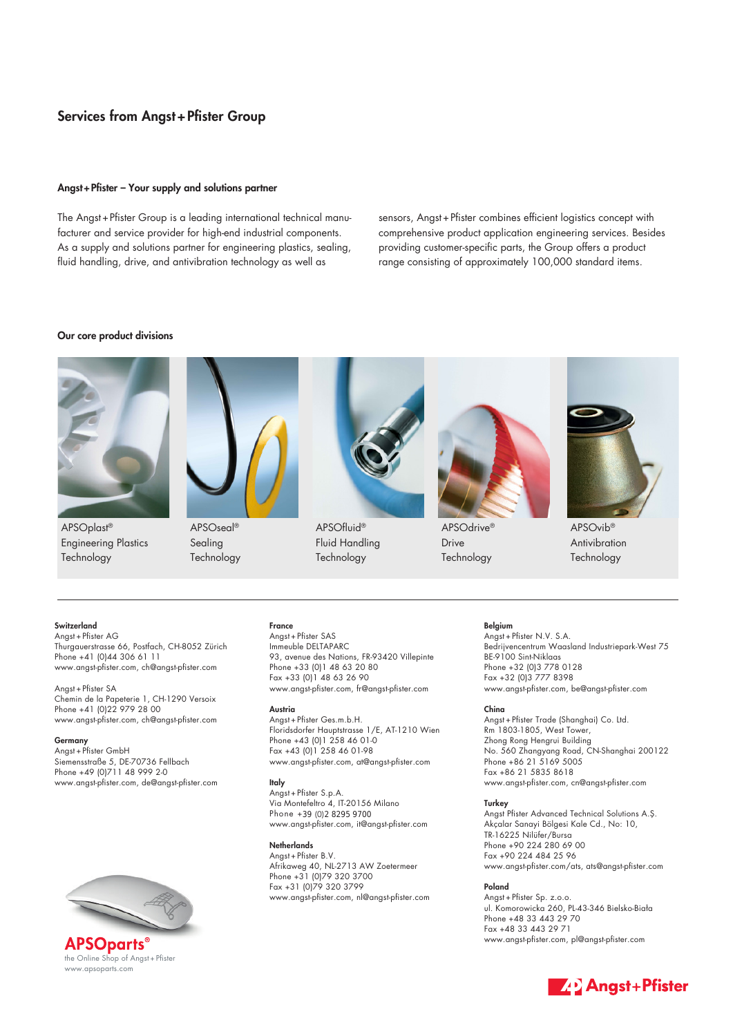## Services from Angst + Pfister Group

### Angst + Pfister – Your supply and solutions partner

The Angst + Pfister Group is a leading international technical manufacturer and service provider for high-end industrial components. As a supply and solutions partner for engineering plastics, sealing, fluid handling, drive, and antivibration technology as well as sensors, Angst + Pfister combines efficient logistics concept with comprehensive product application engineering services. Besides providing customer-specific parts, the Group offers a product range consisting of approximately 100,000 standard items.

### Our core product divisions

APSOplast®
Engineering Plastics
Technology

APSOseal®
Sealing
Technology

APSOfluid®
Fluid Handling
Technology

APSOdrive®
Drive
Technology

APSOvib®
Antivibration
Technology

**Switzerland**
Angst + Pfister AG
Thurgauerstrasse 66, Postfach, CH-8052 Zürich
Phone +41 (0)44 306 61 11
www.angst-pfister.com, ch@angst-pfister.com

Angst + Pfister SA
Chemin de la Papeterie 1, CH-1290 Versoix
Phone +41 (0)22 979 28 00
www.angst-pfister.com, ch@angst-pfister.com

**Germany**
Angst + Pfister GmbH
Siemensstraße 5, DE-70736 Fellbach
Phone +49 (0)711 48 999 2-0
www.angst-pfister.com, de@angst-pfister.com

**France**
Angst + Pfister SAS
Immeuble DELTAPARC
93, avenue des Nations, FR-93420 Villepinte
Phone +33 (0)1 48 63 20 80
Fax +33 (0)1 48 63 26 90
www.angst-pfister.com, fr@angst-pfister.com

**Austria**
Angst + Pfister Ges.m.b.H.
Floridsdorfer Hauptstrasse 1/E, AT-1210 Wien
Phone +43 (0)1 258 46 01-0
Fax +43 (0)1 258 46 01-98
www.angst-pfister.com, at@angst-pfister.com

**Italy**
Angst + Pfister S.p.A.
Via Montefeltro 4, IT-20156 Milano
Phone +39 (0)2 8295 9700
www.angst-pfister.com, it@angst-pfister.com

**Netherlands**
Angst + Pfister B.V.
Afrikaweg 40, NL-2713 AW Zoetermeer
Phone +31 (0)79 320 3700
Fax +31 (0)79 320 3799
www.angst-pfister.com, nl@angst-pfister.com

**Belgium**
Angst + Pfister N.V. S.A.
Bedrijvencentrum Waasland Industriepark-West 75
BE-9100 Sint-Niklaas
Phone +32 (0)3 778 0128
Fax +32 (0)3 777 8398
www.angst-pfister.com, be@angst-pfister.com

**China**
Angst + Pfister Trade (Shanghai) Co. Ltd.
Rm 1803-1805, West Tower,
Zhong Rong Hengrui Building
No. 560 Zhangyang Road, CN-Shanghai 200122
Phone +86 21 5169 5005
Fax +86 21 5835 8618
www.angst-pfister.com, cn@angst-pfister.com

**Turkey**
Angst Pfister Advanced Technical Solutions A.Ş.
Akçalar Sanayi Bölgesi Kale Cd., No: 10,
TR-16225 Nilüfer/Bursa
Phone +90 224 280 69 00
Fax +90 224 484 25 96
www.angst-pfister.com/ats, ats@angst-pfister.com

**Poland**
Angst + Pfister Sp. z.o.o.
ul. Komorowicka 260, PL-43-346 Bielsko-Biała
Phone +48 33 443 29 70
Fax +48 33 443 29 71
www.angst-pfister.com, pl@angst-pfister.com

**APSOparts®**
the Online Shop of Angst + Pfister
www.apsoparts.com

Angst + Pfister